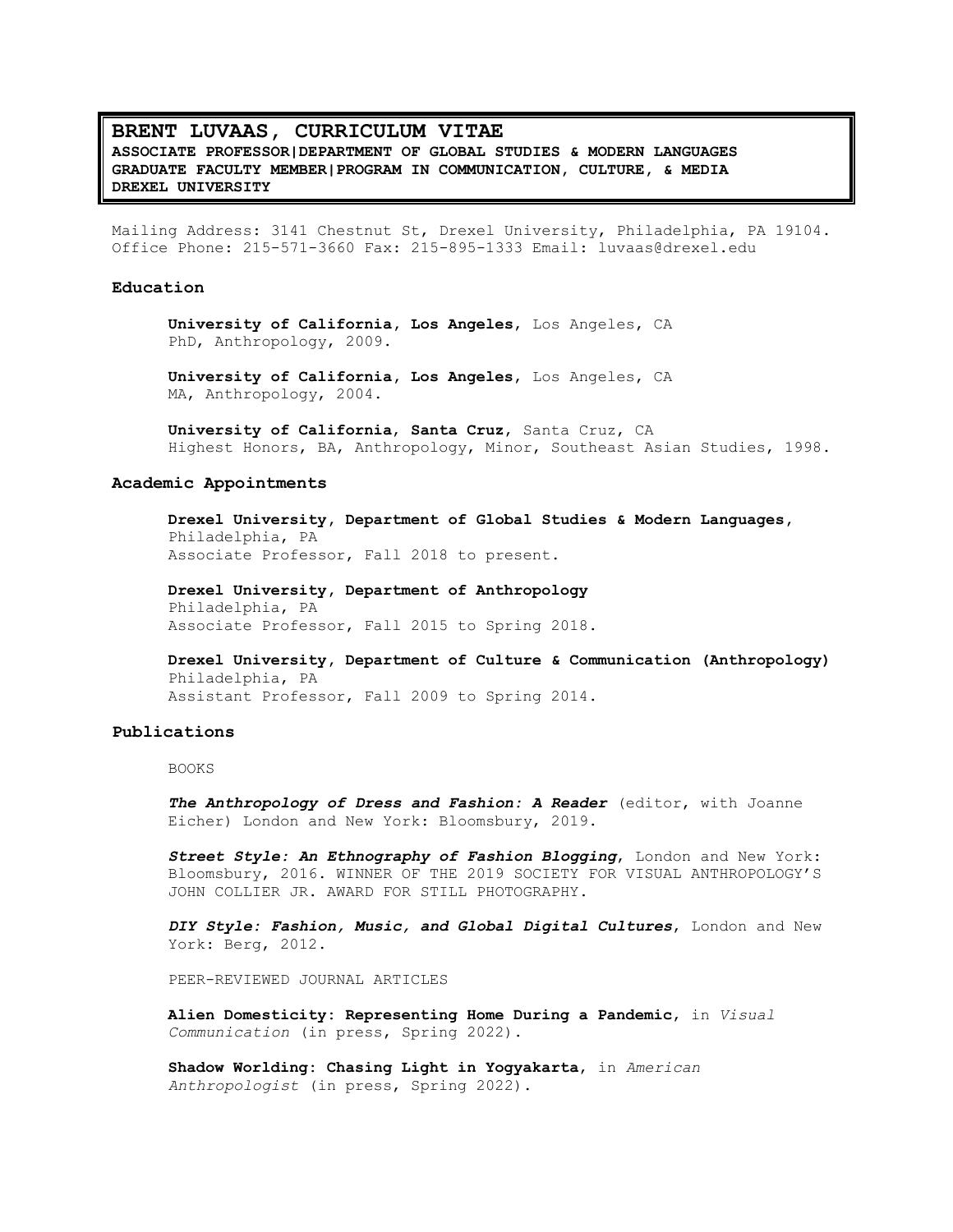# BRENT LUVAAS, CURRICULUM VITAE

**ASSOCIATE PROFESSOR|DEPARTMENT OF GLOBAL STUDIES & MODERN LANGUAGES**
**GRADUATE FACULTY MEMBER|PROGRAM IN COMMUNICATION, CULTURE, & MEDIA**
**DREXEL UNIVERSITY**

Mailing Address: 3141 Chestnut St, Drexel University, Philadelphia, PA 19104. Office Phone: 215-571-3660 Fax: 215-895-1333 Email: luvaas@drexel.edu

## Education

**University of California, Los Angeles**, Los Angeles, CA
PhD, Anthropology, 2009.

**University of California, Los Angeles**, Los Angeles, CA
MA, Anthropology, 2004.

**University of California, Santa Cruz**, Santa Cruz, CA
Highest Honors, BA, Anthropology, Minor, Southeast Asian Studies, 1998.

## Academic Appointments

**Drexel University, Department of Global Studies & Modern Languages**,
Philadelphia, PA
Associate Professor, Fall 2018 to present.

**Drexel University, Department of Anthropology**
Philadelphia, PA
Associate Professor, Fall 2015 to Spring 2018.

**Drexel University, Department of Culture & Communication (Anthropology)**
Philadelphia, PA
Assistant Professor, Fall 2009 to Spring 2014.

## Publications

BOOKS

***The Anthropology of Dress and Fashion: A Reader*** (editor, with Joanne Eicher) London and New York: Bloomsbury, 2019.

***Street Style: An Ethnography of Fashion Blogging***, London and New York: Bloomsbury, 2016. WINNER OF THE 2019 SOCIETY FOR VISUAL ANTHROPOLOGY'S JOHN COLLIER JR. AWARD FOR STILL PHOTOGRAPHY.

***DIY Style: Fashion, Music, and Global Digital Cultures***, London and New York: Berg, 2012.

PEER-REVIEWED JOURNAL ARTICLES

**Alien Domesticity: Representing Home During a Pandemic**, in *Visual Communication* (in press, Spring 2022).

**Shadow Worlding: Chasing Light in Yogyakarta**, in *American Anthropologist* (in press, Spring 2022).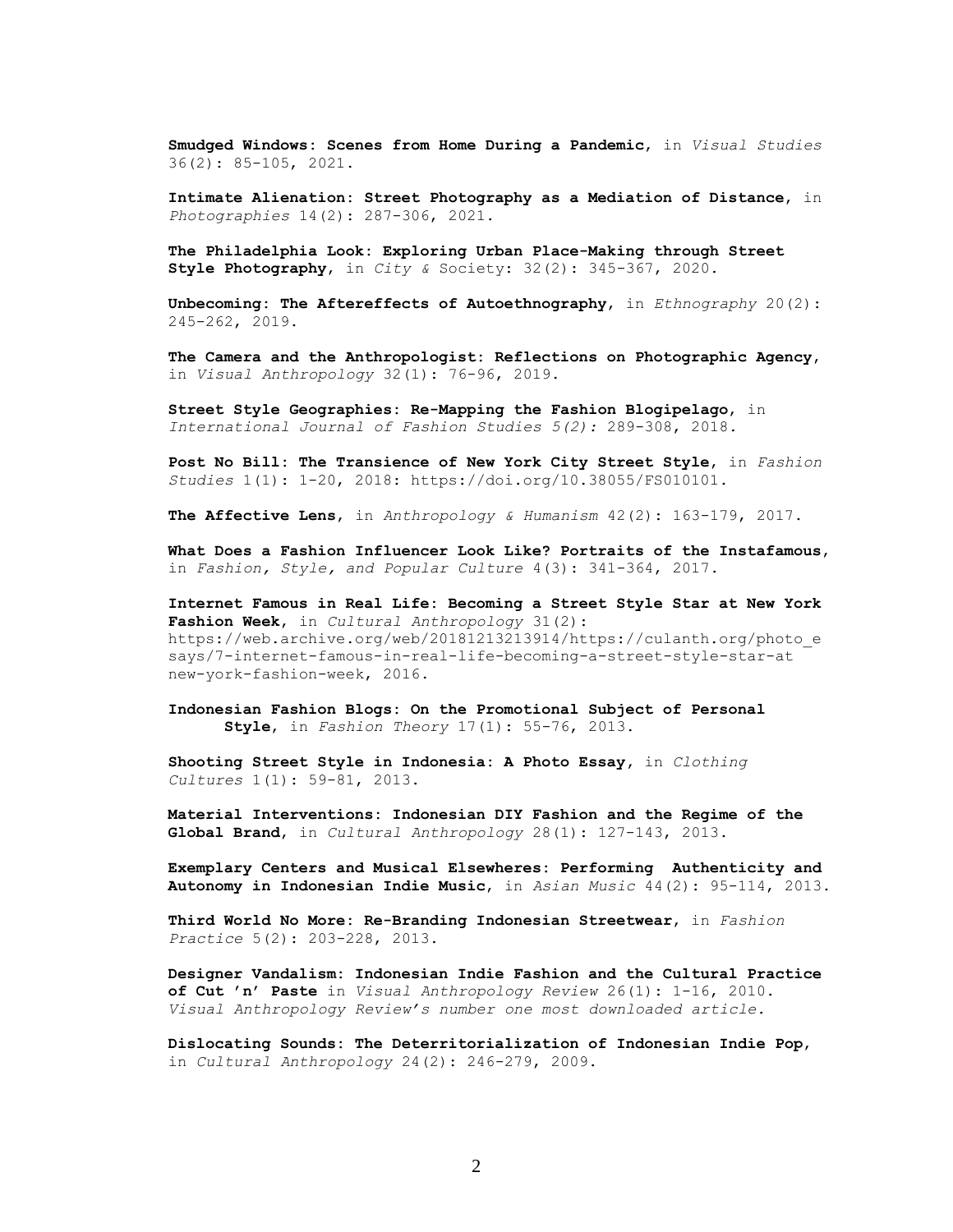**Smudged Windows: Scenes from Home During a Pandemic**, in *Visual Studies* 36(2): 85-105, 2021.

**Intimate Alienation: Street Photography as a Mediation of Distance**, in *Photographies* 14(2): 287-306, 2021.

**The Philadelphia Look: Exploring Urban Place-Making through Street Style Photography**, in *City &* Society: 32(2): 345-367, 2020.

**Unbecoming: The Aftereffects of Autoethnography**, in *Ethnography* 20(2): 245-262, 2019.

**The Camera and the Anthropologist: Reflections on Photographic Agency**, in *Visual Anthropology* 32(1): 76-96, 2019.

**Street Style Geographies: Re-Mapping the Fashion Blogipelago**, in *International Journal of Fashion Studies 5(2):* 289-308, 2018.

**Post No Bill: The Transience of New York City Street Style**, in *Fashion Studies* 1(1): 1-20, 2018: https://doi.org/10.38055/FS010101.

**The Affective Lens**, in *Anthropology & Humanism* 42(2): 163-179, 2017.

**What Does a Fashion Influencer Look Like? Portraits of the Instafamous**, in *Fashion, Style, and Popular Culture* 4(3): 341-364, 2017.

**Internet Famous in Real Life: Becoming a Street Style Star at New York Fashion Week**, in *Cultural Anthropology* 31(2): https://web.archive.org/web/20181213213914/https://culanth.org/photo_essays/7-internet-famous-in-real-life-becoming-a-street-style-star-at new-york-fashion-week, 2016.

**Indonesian Fashion Blogs: On the Promotional Subject of Personal Style**, in *Fashion Theory* 17(1): 55-76, 2013.

**Shooting Street Style in Indonesia: A Photo Essay**, in *Clothing Cultures* 1(1): 59-81, 2013.

**Material Interventions: Indonesian DIY Fashion and the Regime of the Global Brand**, in *Cultural Anthropology* 28(1): 127-143, 2013.

**Exemplary Centers and Musical Elsewheres: Performing Authenticity and Autonomy in Indonesian Indie Music**, in *Asian Music* 44(2): 95-114, 2013.

**Third World No More: Re-Branding Indonesian Streetwear**, in *Fashion Practice* 5(2): 203-228, 2013.

**Designer Vandalism: Indonesian Indie Fashion and the Cultural Practice of Cut 'n' Paste** in *Visual Anthropology Review* 26(1): 1-16, 2010. *Visual Anthropology Review's number one most downloaded article.*

**Dislocating Sounds: The Deterritorialization of Indonesian Indie Pop**, in *Cultural Anthropology* 24(2): 246-279, 2009.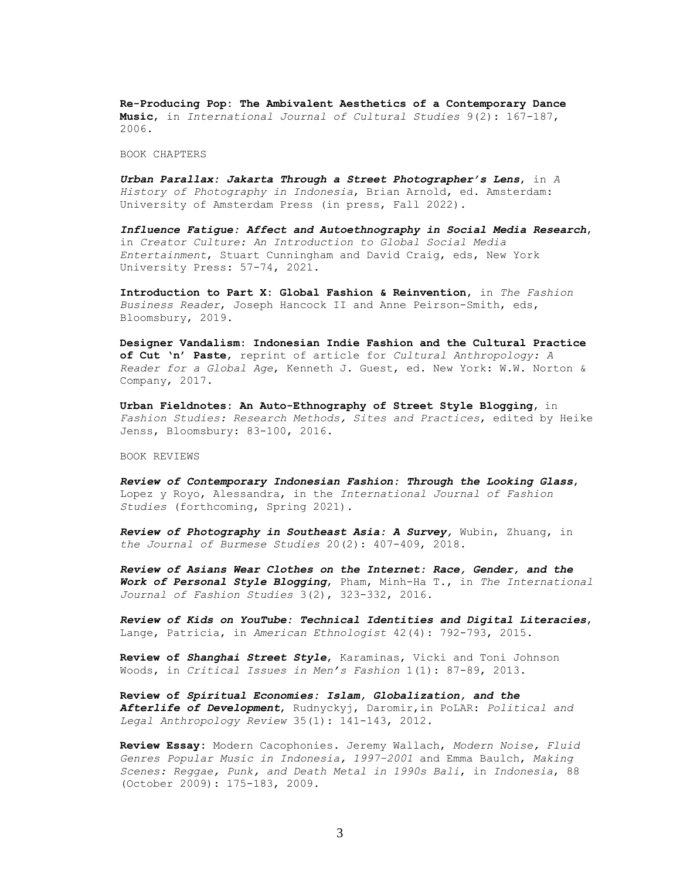**Re-Producing Pop: The Ambivalent Aesthetics of a Contemporary Dance Music**, in *International Journal of Cultural Studies* 9(2): 167-187, 2006.

BOOK CHAPTERS

***Urban Parallax: Jakarta Through a Street Photographer's Lens***, in *A History of Photography in Indonesia*, Brian Arnold, ed. Amsterdam: University of Amsterdam Press (in press, Fall 2022).

***Influence Fatigue: Affect and Autoethnography in Social Media Research***, in *Creator Culture: An Introduction to Global Social Media Entertainment*, Stuart Cunningham and David Craig, eds, New York University Press: 57-74, 2021.

**Introduction to Part X: Global Fashion & Reinvention**, in *The Fashion Business Reader*, Joseph Hancock II and Anne Peirson-Smith, eds, Bloomsbury, 2019.

**Designer Vandalism: Indonesian Indie Fashion and the Cultural Practice of Cut 'n' Paste**, reprint of article for *Cultural Anthropology: A Reader for a Global Age*, Kenneth J. Guest, ed. New York: W.W. Norton & Company, 2017.

**Urban Fieldnotes: An Auto-Ethnography of Street Style Blogging**, in *Fashion Studies: Research Methods, Sites and Practices*, edited by Heike Jenss, Bloomsbury: 83-100, 2016.

BOOK REVIEWS

***Review of Contemporary Indonesian Fashion: Through the Looking Glass***, Lopez y Royo, Alessandra, in the *International Journal of Fashion Studies* (forthcoming, Spring 2021).

***Review of Photography in Southeast Asia: A Survey,*** Wubin, Zhuang, in *the Journal of Burmese Studies* 20(2): 407-409, 2018.

***Review of Asians Wear Clothes on the Internet: Race, Gender, and the Work of Personal Style Blogging***, Pham, Minh-Ha T., in *The International Journal of Fashion Studies* 3(2), 323-332, 2016.

***Review of Kids on YouTube: Technical Identities and Digital Literacies***, Lange, Patricia, in *American Ethnologist* 42(4): 792-793, 2015.

**Review of *Shanghai Street Style***, Karaminas, Vicki and Toni Johnson Woods, in *Critical Issues in Men's Fashion* 1(1): 87-89, 2013.

**Review of *Spiritual Economies: Islam, Globalization, and the Afterlife of Development***, Rudnyckyj, Daromir,in PoLAR: *Political and Legal Anthropology Review* 35(1): 141-143, 2012.

**Review Essay**: Modern Cacophonies. Jeremy Wallach, *Modern Noise, Fluid Genres Popular Music in Indonesia, 1997–2001* and Emma Baulch, *Making Scenes: Reggae, Punk, and Death Metal in 1990s Bali*, in *Indonesia*, 88 (October 2009): 175-183, 2009.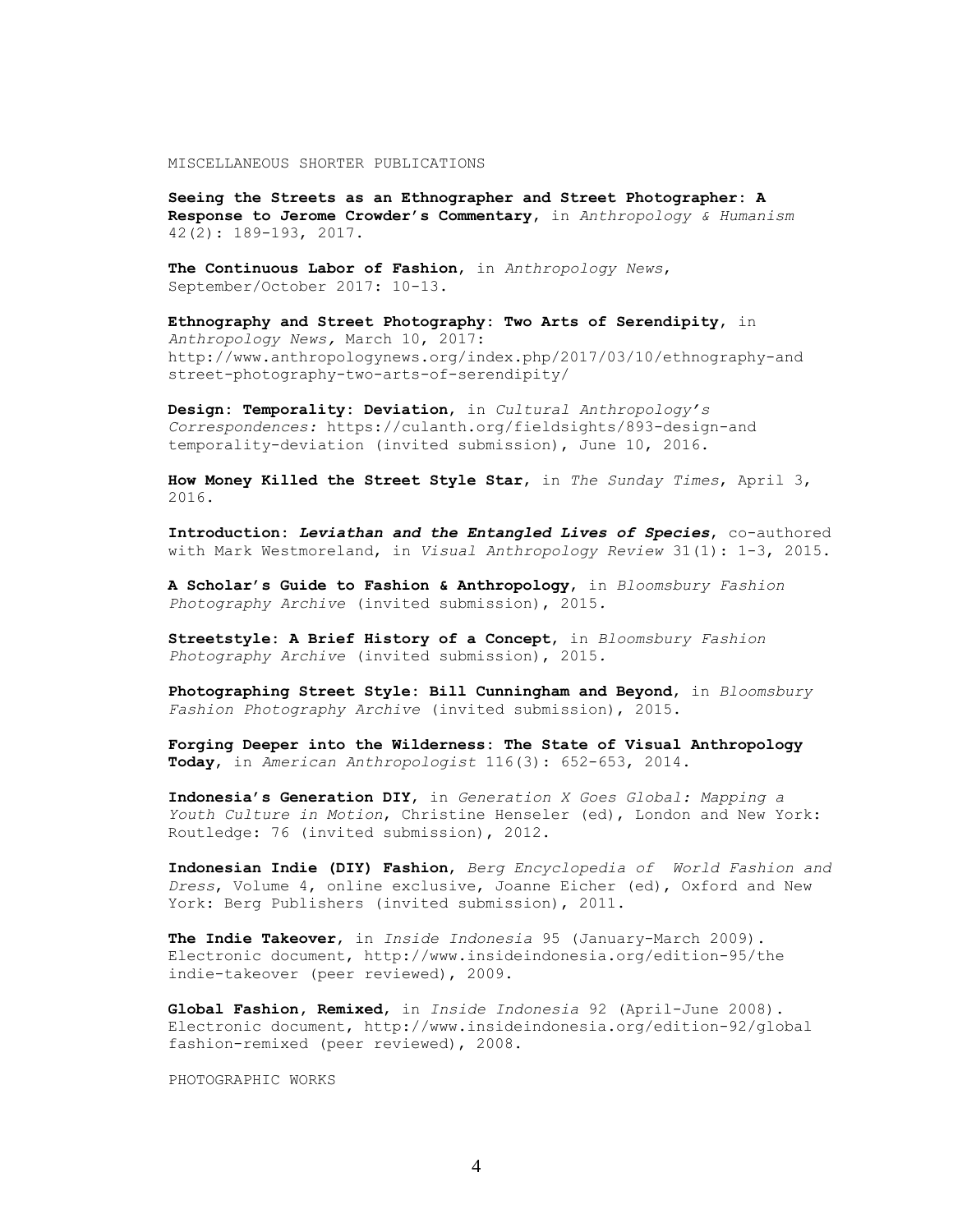MISCELLANEOUS SHORTER PUBLICATIONS

**Seeing the Streets as an Ethnographer and Street Photographer: A Response to Jerome Crowder's Commentary**, in *Anthropology & Humanism* 42(2): 189-193, 2017.

**The Continuous Labor of Fashion**, in *Anthropology News*, September/October 2017: 10-13.

**Ethnography and Street Photography: Two Arts of Serendipity**, in *Anthropology News*, March 10, 2017: http://www.anthropologynews.org/index.php/2017/03/10/ethnography-and street-photography-two-arts-of-serendipity/

**Design: Temporality: Deviation**, in *Cultural Anthropology's Correspondences:* https://culanth.org/fieldsights/893-design-and temporality-deviation (invited submission), June 10, 2016.

**How Money Killed the Street Style Star**, in *The Sunday Times*, April 3, 2016.

**Introduction: *Leviathan and the Entangled Lives of Species***, co-authored with Mark Westmoreland, in *Visual Anthropology Review* 31(1): 1-3, 2015.

**A Scholar's Guide to Fashion & Anthropology**, in *Bloomsbury Fashion Photography Archive* (invited submission), 2015.

**Streetstyle: A Brief History of a Concept**, in *Bloomsbury Fashion Photography Archive* (invited submission), 2015.

**Photographing Street Style: Bill Cunningham and Beyond**, in *Bloomsbury Fashion Photography Archive* (invited submission), 2015.

**Forging Deeper into the Wilderness: The State of Visual Anthropology Today**, in *American Anthropologist* 116(3): 652-653, 2014.

**Indonesia's Generation DIY**, in *Generation X Goes Global: Mapping a Youth Culture in Motion*, Christine Henseler (ed), London and New York: Routledge: 76 (invited submission), 2012.

**Indonesian Indie (DIY) Fashion**, *Berg Encyclopedia of World Fashion and Dress*, Volume 4, online exclusive, Joanne Eicher (ed), Oxford and New York: Berg Publishers (invited submission), 2011.

**The Indie Takeover**, in *Inside Indonesia* 95 (January-March 2009). Electronic document, http://www.insideindonesia.org/edition-95/the indie-takeover (peer reviewed), 2009.

**Global Fashion, Remixed**, in *Inside Indonesia* 92 (April-June 2008). Electronic document, http://www.insideindonesia.org/edition-92/global fashion-remixed (peer reviewed), 2008.

PHOTOGRAPHIC WORKS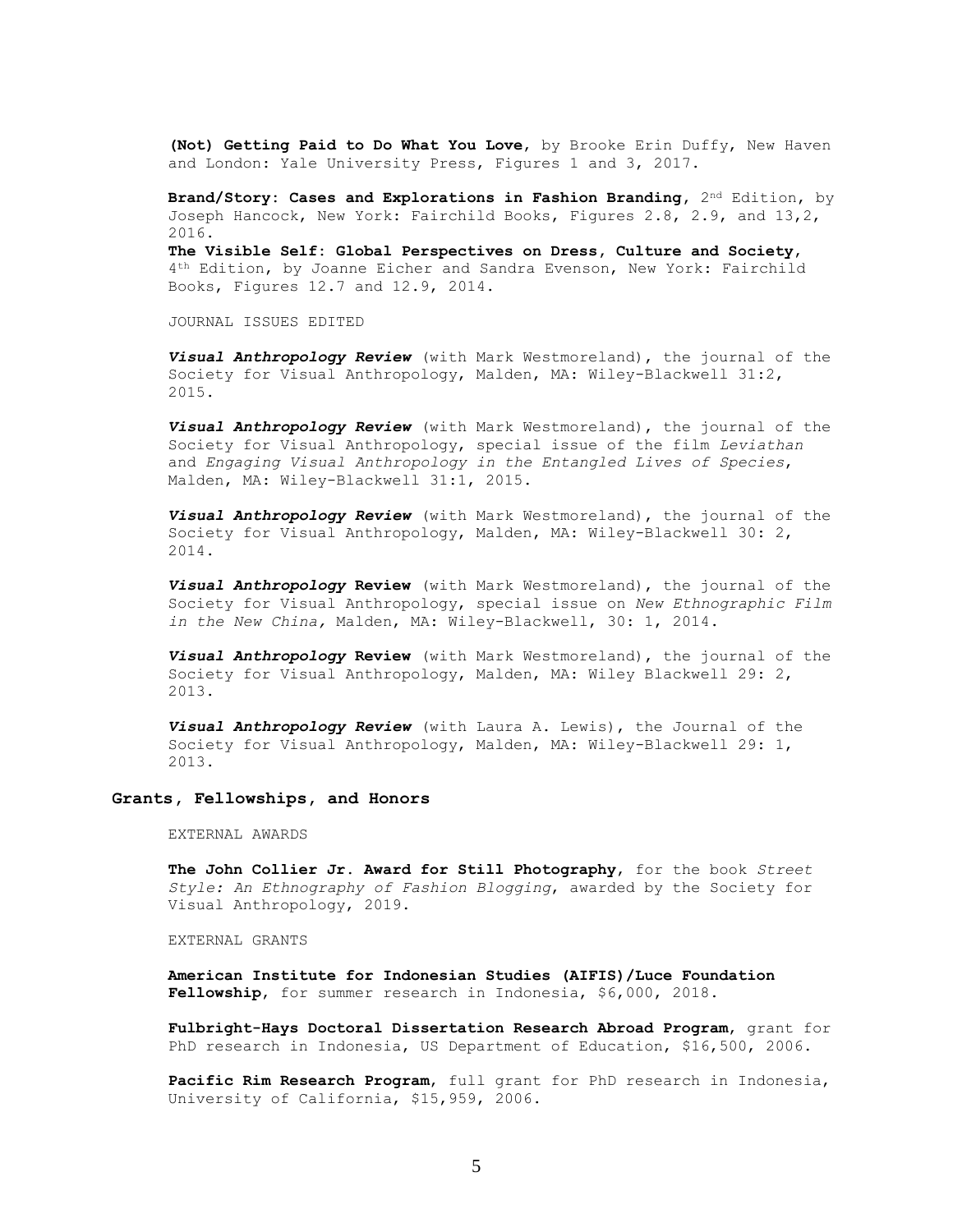**(Not) Getting Paid to Do What You Love**, by Brooke Erin Duffy, New Haven and London: Yale University Press, Figures 1 and 3, 2017.

**Brand/Story: Cases and Explorations in Fashion Branding**, 2nd Edition, by Joseph Hancock, New York: Fairchild Books, Figures 2.8, 2.9, and 13,2, 2016.

**The Visible Self: Global Perspectives on Dress, Culture and Society**, 4th Edition, by Joanne Eicher and Sandra Evenson, New York: Fairchild Books, Figures 12.7 and 12.9, 2014.

JOURNAL ISSUES EDITED

***Visual Anthropology Review*** (with Mark Westmoreland), the journal of the Society for Visual Anthropology, Malden, MA: Wiley-Blackwell 31:2, 2015.

***Visual Anthropology Review*** (with Mark Westmoreland), the journal of the Society for Visual Anthropology, special issue of the film *Leviathan* and *Engaging Visual Anthropology in the Entangled Lives of Species*, Malden, MA: Wiley-Blackwell 31:1, 2015.

***Visual Anthropology Review*** (with Mark Westmoreland), the journal of the Society for Visual Anthropology, Malden, MA: Wiley-Blackwell 30: 2, 2014.

***Visual Anthropology* Review** (with Mark Westmoreland), the journal of the Society for Visual Anthropology, special issue on *New Ethnographic Film in the New China,* Malden, MA: Wiley-Blackwell, 30: 1, 2014.

***Visual Anthropology* Review** (with Mark Westmoreland), the journal of the Society for Visual Anthropology, Malden, MA: Wiley Blackwell 29: 2, 2013.

***Visual Anthropology Review*** (with Laura A. Lewis), the Journal of the Society for Visual Anthropology, Malden, MA: Wiley-Blackwell 29: 1, 2013.

## Grants, Fellowships, and Honors

EXTERNAL AWARDS

**The John Collier Jr. Award for Still Photography**, for the book *Street Style: An Ethnography of Fashion Blogging*, awarded by the Society for Visual Anthropology, 2019.

EXTERNAL GRANTS

**American Institute for Indonesian Studies (AIFIS)/Luce Foundation Fellowship**, for summer research in Indonesia, $6,000, 2018.

**Fulbright-Hays Doctoral Dissertation Research Abroad Program**, grant for PhD research in Indonesia, US Department of Education, $16,500, 2006.

**Pacific Rim Research Program**, full grant for PhD research in Indonesia, University of California, $15,959, 2006.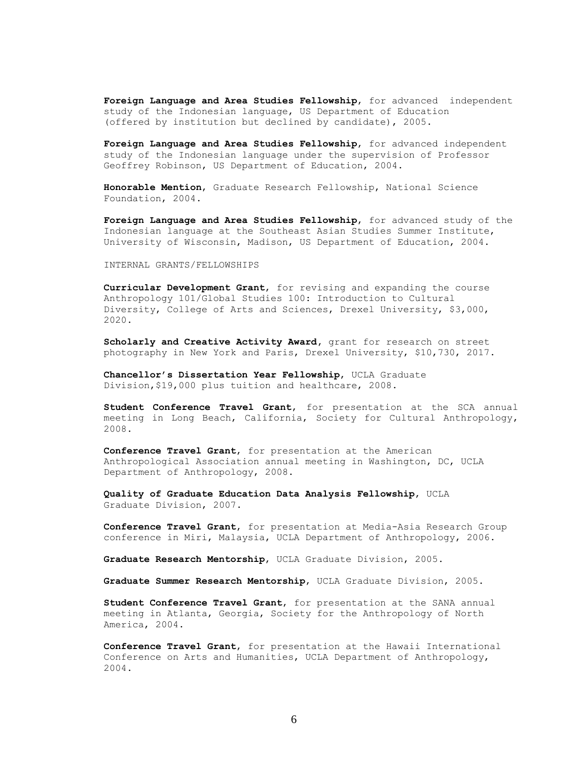**Foreign Language and Area Studies Fellowship**, for advanced independent study of the Indonesian language, US Department of Education (offered by institution but declined by candidate), 2005.

**Foreign Language and Area Studies Fellowship**, for advanced independent study of the Indonesian language under the supervision of Professor Geoffrey Robinson, US Department of Education, 2004.

**Honorable Mention**, Graduate Research Fellowship, National Science Foundation, 2004.

**Foreign Language and Area Studies Fellowship**, for advanced study of the Indonesian language at the Southeast Asian Studies Summer Institute, University of Wisconsin, Madison, US Department of Education, 2004.

INTERNAL GRANTS/FELLOWSHIPS

**Curricular Development Grant**, for revising and expanding the course Anthropology 101/Global Studies 100: Introduction to Cultural Diversity, College of Arts and Sciences, Drexel University, $3,000, 2020.

**Scholarly and Creative Activity Award**, grant for research on street photography in New York and Paris, Drexel University, $10,730, 2017.

**Chancellor's Dissertation Year Fellowship**, UCLA Graduate Division,$19,000 plus tuition and healthcare, 2008.

**Student Conference Travel Grant**, for presentation at the SCA annual meeting in Long Beach, California, Society for Cultural Anthropology, 2008.

**Conference Travel Grant**, for presentation at the American Anthropological Association annual meeting in Washington, DC, UCLA Department of Anthropology, 2008.

**Quality of Graduate Education Data Analysis Fellowship**, UCLA Graduate Division, 2007.

**Conference Travel Grant**, for presentation at Media-Asia Research Group conference in Miri, Malaysia, UCLA Department of Anthropology, 2006.

**Graduate Research Mentorship**, UCLA Graduate Division, 2005.

**Graduate Summer Research Mentorship**, UCLA Graduate Division, 2005.

**Student Conference Travel Grant**, for presentation at the SANA annual meeting in Atlanta, Georgia, Society for the Anthropology of North America, 2004.

**Conference Travel Grant**, for presentation at the Hawaii International Conference on Arts and Humanities, UCLA Department of Anthropology, 2004.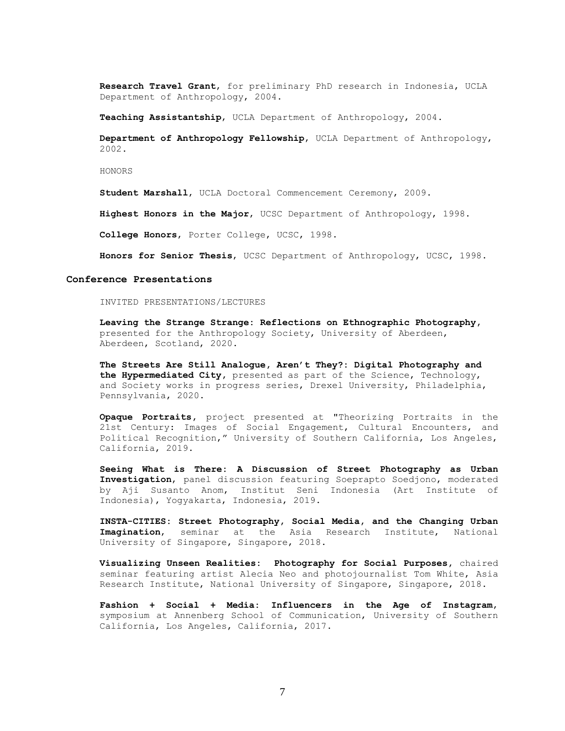**Research Travel Grant**, for preliminary PhD research in Indonesia, UCLA Department of Anthropology, 2004.

**Teaching Assistantship**, UCLA Department of Anthropology, 2004.

**Department of Anthropology Fellowship**, UCLA Department of Anthropology, 2002.

HONORS

**Student Marshall**, UCLA Doctoral Commencement Ceremony, 2009.

**Highest Honors in the Major**, UCSC Department of Anthropology, 1998.

**College Honors**, Porter College, UCSC, 1998.

**Honors for Senior Thesis**, UCSC Department of Anthropology, UCSC, 1998.

## Conference Presentations

INVITED PRESENTATIONS/LECTURES

**Leaving the Strange Strange: Reflections on Ethnographic Photography**, presented for the Anthropology Society, University of Aberdeen, Aberdeen, Scotland, 2020.

**The Streets Are Still Analogue, Aren't They?: Digital Photography and the Hypermediated City**, presented as part of the Science, Technology, and Society works in progress series, Drexel University, Philadelphia, Pennsylvania, 2020.

**Opaque Portraits**, project presented at "Theorizing Portraits in the 21st Century: Images of Social Engagement, Cultural Encounters, and Political Recognition," University of Southern California, Los Angeles, California, 2019.

**Seeing What is There: A Discussion of Street Photography as Urban Investigation**, panel discussion featuring Soeprapto Soedjono, moderated by Aji Susanto Anom, Institut Seni Indonesia (Art Institute of Indonesia), Yogyakarta, Indonesia, 2019.

**INSTA-CITIES: Street Photography, Social Media, and the Changing Urban Imagination**, seminar at the Asia Research Institute, National University of Singapore, Singapore, 2018.

**Visualizing Unseen Realities: Photography for Social Purposes**, chaired seminar featuring artist Alecia Neo and photojournalist Tom White, Asia Research Institute, National University of Singapore, Singapore, 2018.

**Fashion + Social + Media: Influencers in the Age of Instagram**, symposium at Annenberg School of Communication, University of Southern California, Los Angeles, California, 2017.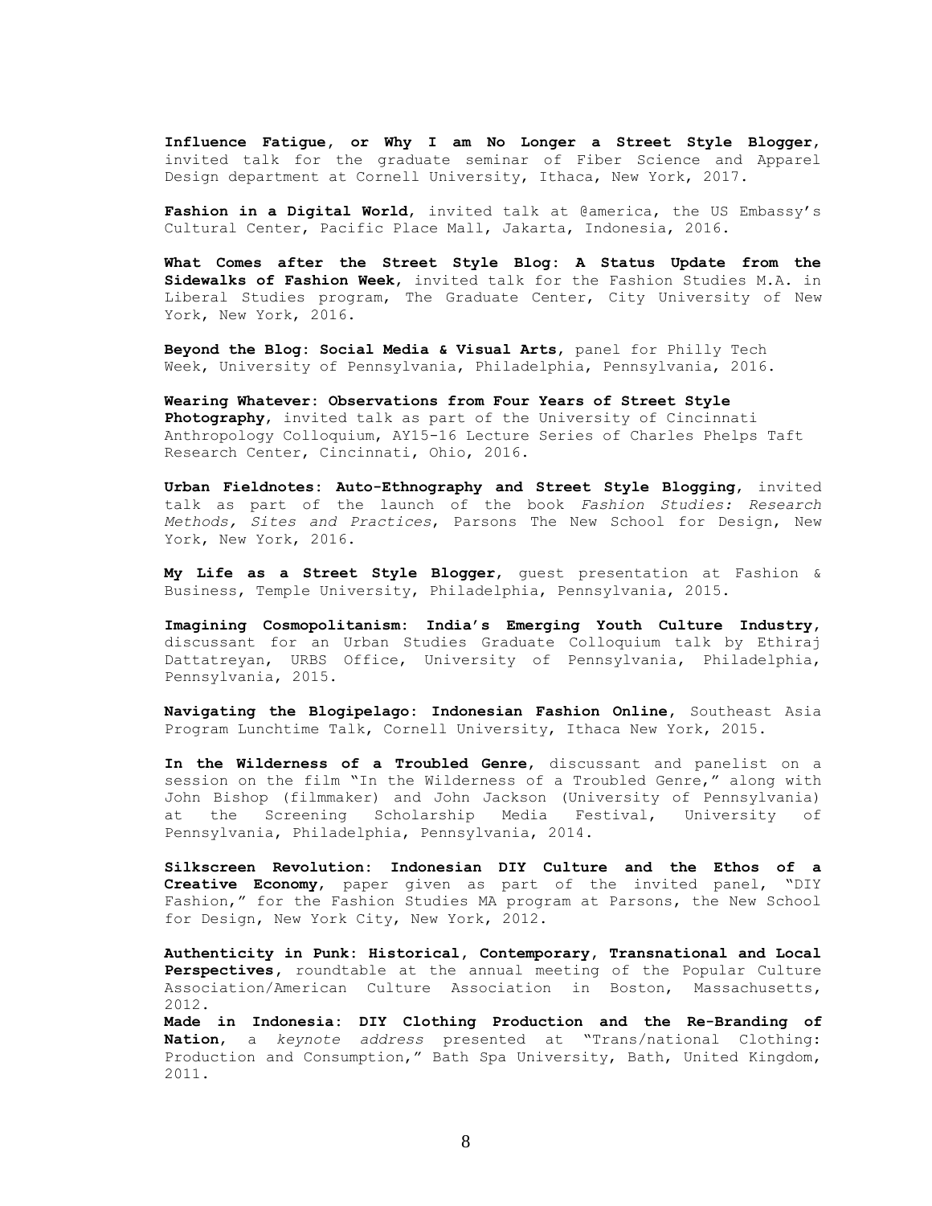**Influence Fatigue, or Why I am No Longer a Street Style Blogger**, invited talk for the graduate seminar of Fiber Science and Apparel Design department at Cornell University, Ithaca, New York, 2017.

**Fashion in a Digital World**, invited talk at @america, the US Embassy's Cultural Center, Pacific Place Mall, Jakarta, Indonesia, 2016.

**What Comes after the Street Style Blog: A Status Update from the Sidewalks of Fashion Week**, invited talk for the Fashion Studies M.A. in Liberal Studies program, The Graduate Center, City University of New York, New York, 2016.

**Beyond the Blog: Social Media & Visual Arts**, panel for Philly Tech Week, University of Pennsylvania, Philadelphia, Pennsylvania, 2016.

**Wearing Whatever: Observations from Four Years of Street Style Photography**, invited talk as part of the University of Cincinnati Anthropology Colloquium, AY15-16 Lecture Series of Charles Phelps Taft Research Center, Cincinnati, Ohio, 2016.

**Urban Fieldnotes: Auto-Ethnography and Street Style Blogging**, invited talk as part of the launch of the book *Fashion Studies: Research Methods, Sites and Practices*, Parsons The New School for Design, New York, New York, 2016.

**My Life as a Street Style Blogger**, guest presentation at Fashion & Business, Temple University, Philadelphia, Pennsylvania, 2015.

**Imagining Cosmopolitanism: India's Emerging Youth Culture Industry**, discussant for an Urban Studies Graduate Colloquium talk by Ethiraj Dattatreyan, URBS Office, University of Pennsylvania, Philadelphia, Pennsylvania, 2015.

**Navigating the Blogipelago: Indonesian Fashion Online**, Southeast Asia Program Lunchtime Talk, Cornell University, Ithaca New York, 2015.

**In the Wilderness of a Troubled Genre**, discussant and panelist on a session on the film "In the Wilderness of a Troubled Genre," along with John Bishop (filmmaker) and John Jackson (University of Pennsylvania) at the Screening Scholarship Media Festival, University of Pennsylvania, Philadelphia, Pennsylvania, 2014.

**Silkscreen Revolution: Indonesian DIY Culture and the Ethos of a Creative Economy**, paper given as part of the invited panel, "DIY Fashion," for the Fashion Studies MA program at Parsons, the New School for Design, New York City, New York, 2012.

**Authenticity in Punk: Historical, Contemporary, Transnational and Local Perspectives**, roundtable at the annual meeting of the Popular Culture Association/American Culture Association in Boston, Massachusetts, 2012.

**Made in Indonesia: DIY Clothing Production and the Re-Branding of Nation**, a *keynote address* presented at "Trans/national Clothing: Production and Consumption," Bath Spa University, Bath, United Kingdom, 2011.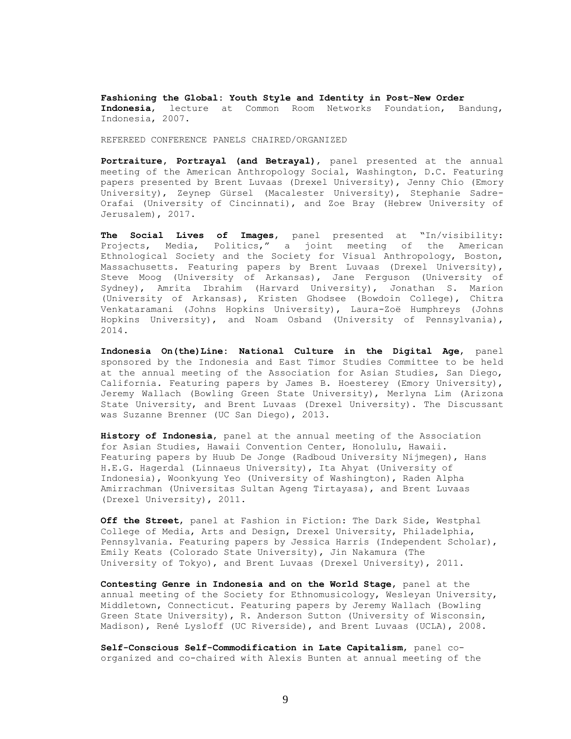**Fashioning the Global: Youth Style and Identity in Post-New Order Indonesia**, lecture at Common Room Networks Foundation, Bandung, Indonesia, 2007.

REFEREED CONFERENCE PANELS CHAIRED/ORGANIZED

**Portraiture, Portrayal (and Betrayal)**, panel presented at the annual meeting of the American Anthropology Social, Washington, D.C. Featuring papers presented by Brent Luvaas (Drexel University), Jenny Chio (Emory University), Zeynep Gürsel (Macalester University), Stephanie Sadre-Orafai (University of Cincinnati), and Zoe Bray (Hebrew University of Jerusalem), 2017.

**The Social Lives of Images**, panel presented at "In/visibility: Projects, Media, Politics," a joint meeting of the American Ethnological Society and the Society for Visual Anthropology, Boston, Massachusetts. Featuring papers by Brent Luvaas (Drexel University), Steve Moog (University of Arkansas), Jane Ferguson (University of Sydney), Amrita Ibrahim (Harvard University), Jonathan S. Marion (University of Arkansas), Kristen Ghodsee (Bowdoin College), Chitra Venkataramani (Johns Hopkins University), Laura-Zoë Humphreys (Johns Hopkins University), and Noam Osband (University of Pennsylvania), 2014.

**Indonesia On(the)Line: National Culture in the Digital Age**, panel sponsored by the Indonesia and East Timor Studies Committee to be held at the annual meeting of the Association for Asian Studies, San Diego, California. Featuring papers by James B. Hoesterey (Emory University), Jeremy Wallach (Bowling Green State University), Merlyna Lim (Arizona State University, and Brent Luvaas (Drexel University). The Discussant was Suzanne Brenner (UC San Diego), 2013.

**History of Indonesia**, panel at the annual meeting of the Association for Asian Studies, Hawaii Convention Center, Honolulu, Hawaii. Featuring papers by Huub De Jonge (Radboud University Nijmegen), Hans H.E.G. Hagerdal (Linnaeus University), Ita Ahyat (University of Indonesia), Woonkyung Yeo (University of Washington), Raden Alpha Amirrachman (Universitas Sultan Ageng Tirtayasa), and Brent Luvaas (Drexel University), 2011.

**Off the Street**, panel at Fashion in Fiction: The Dark Side, Westphal College of Media, Arts and Design, Drexel University, Philadelphia, Pennsylvania. Featuring papers by Jessica Harris (Independent Scholar), Emily Keats (Colorado State University), Jin Nakamura (The University of Tokyo), and Brent Luvaas (Drexel University), 2011.

**Contesting Genre in Indonesia and on the World Stage**, panel at the annual meeting of the Society for Ethnomusicology, Wesleyan University, Middletown, Connecticut. Featuring papers by Jeremy Wallach (Bowling Green State University), R. Anderson Sutton (University of Wisconsin, Madison), René Lysloff (UC Riverside), and Brent Luvaas (UCLA), 2008.

**Self-Conscious Self-Commodification in Late Capitalism**, panel co-organized and co-chaired with Alexis Bunten at annual meeting of the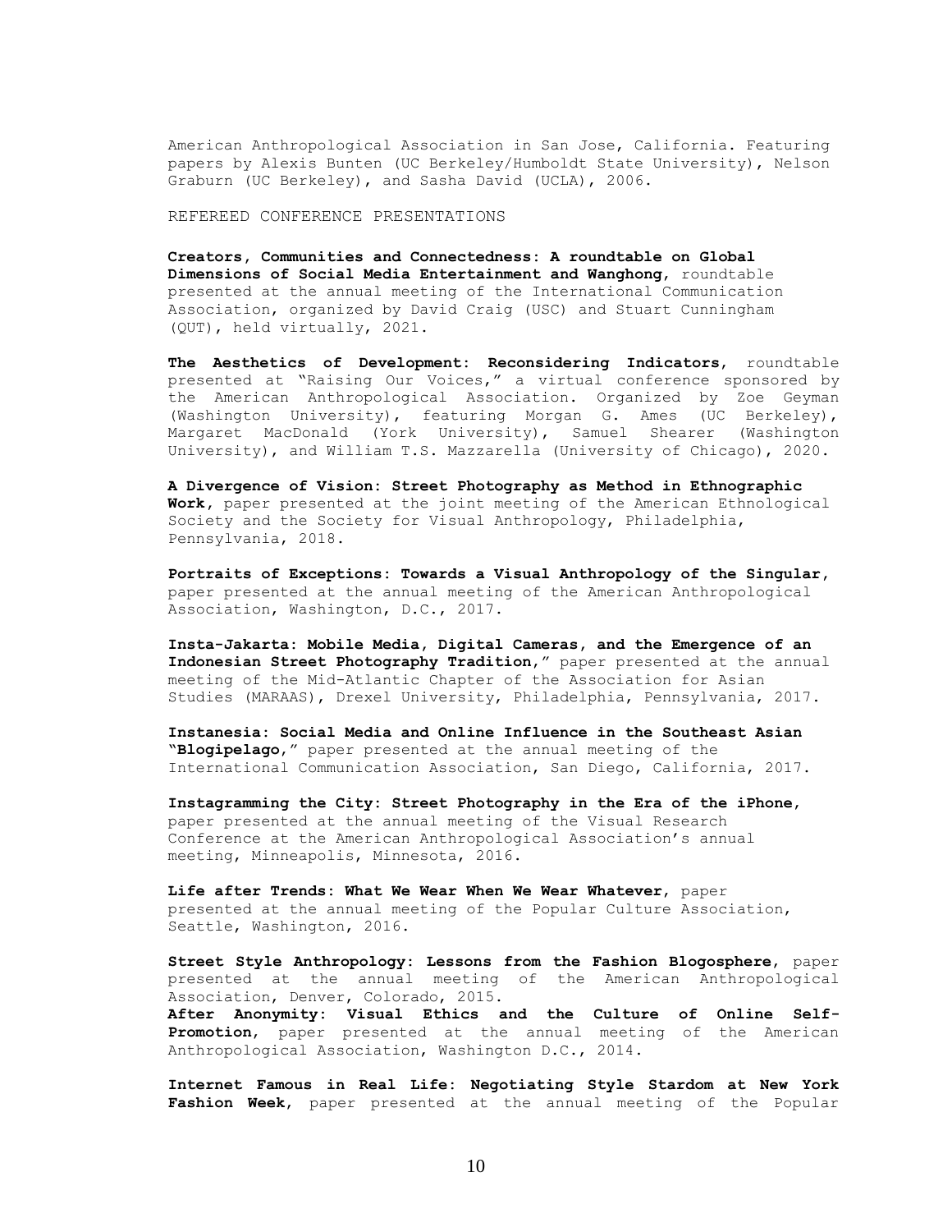American Anthropological Association in San Jose, California. Featuring papers by Alexis Bunten (UC Berkeley/Humboldt State University), Nelson Graburn (UC Berkeley), and Sasha David (UCLA), 2006.

REFEREED CONFERENCE PRESENTATIONS

**Creators, Communities and Connectedness: A roundtable on Global Dimensions of Social Media Entertainment and Wanghong**, roundtable presented at the annual meeting of the International Communication Association, organized by David Craig (USC) and Stuart Cunningham (QUT), held virtually, 2021.

**The Aesthetics of Development: Reconsidering Indicators**, roundtable presented at "Raising Our Voices," a virtual conference sponsored by the American Anthropological Association. Organized by Zoe Geyman (Washington University), featuring Morgan G. Ames (UC Berkeley), Margaret MacDonald (York University), Samuel Shearer (Washington University), and William T.S. Mazzarella (University of Chicago), 2020.

**A Divergence of Vision: Street Photography as Method in Ethnographic Work**, paper presented at the joint meeting of the American Ethnological Society and the Society for Visual Anthropology, Philadelphia, Pennsylvania, 2018.

**Portraits of Exceptions: Towards a Visual Anthropology of the Singular**, paper presented at the annual meeting of the American Anthropological Association, Washington, D.C., 2017.

**Insta-Jakarta: Mobile Media, Digital Cameras, and the Emergence of an Indonesian Street Photography Tradition**," paper presented at the annual meeting of the Mid-Atlantic Chapter of the Association for Asian Studies (MARAAS), Drexel University, Philadelphia, Pennsylvania, 2017.

**Instanesia: Social Media and Online Influence in the Southeast Asian "Blogipelago**," paper presented at the annual meeting of the International Communication Association, San Diego, California, 2017.

**Instagramming the City: Street Photography in the Era of the iPhone**, paper presented at the annual meeting of the Visual Research Conference at the American Anthropological Association's annual meeting, Minneapolis, Minnesota, 2016.

**Life after Trends: What We Wear When We Wear Whatever**, paper presented at the annual meeting of the Popular Culture Association, Seattle, Washington, 2016.

**Street Style Anthropology: Lessons from the Fashion Blogosphere**, paper presented at the annual meeting of the American Anthropological Association, Denver, Colorado, 2015.

**After Anonymity: Visual Ethics and the Culture of Online Self-Promotion**, paper presented at the annual meeting of the American Anthropological Association, Washington D.C., 2014.

**Internet Famous in Real Life: Negotiating Style Stardom at New York Fashion Week**, paper presented at the annual meeting of the Popular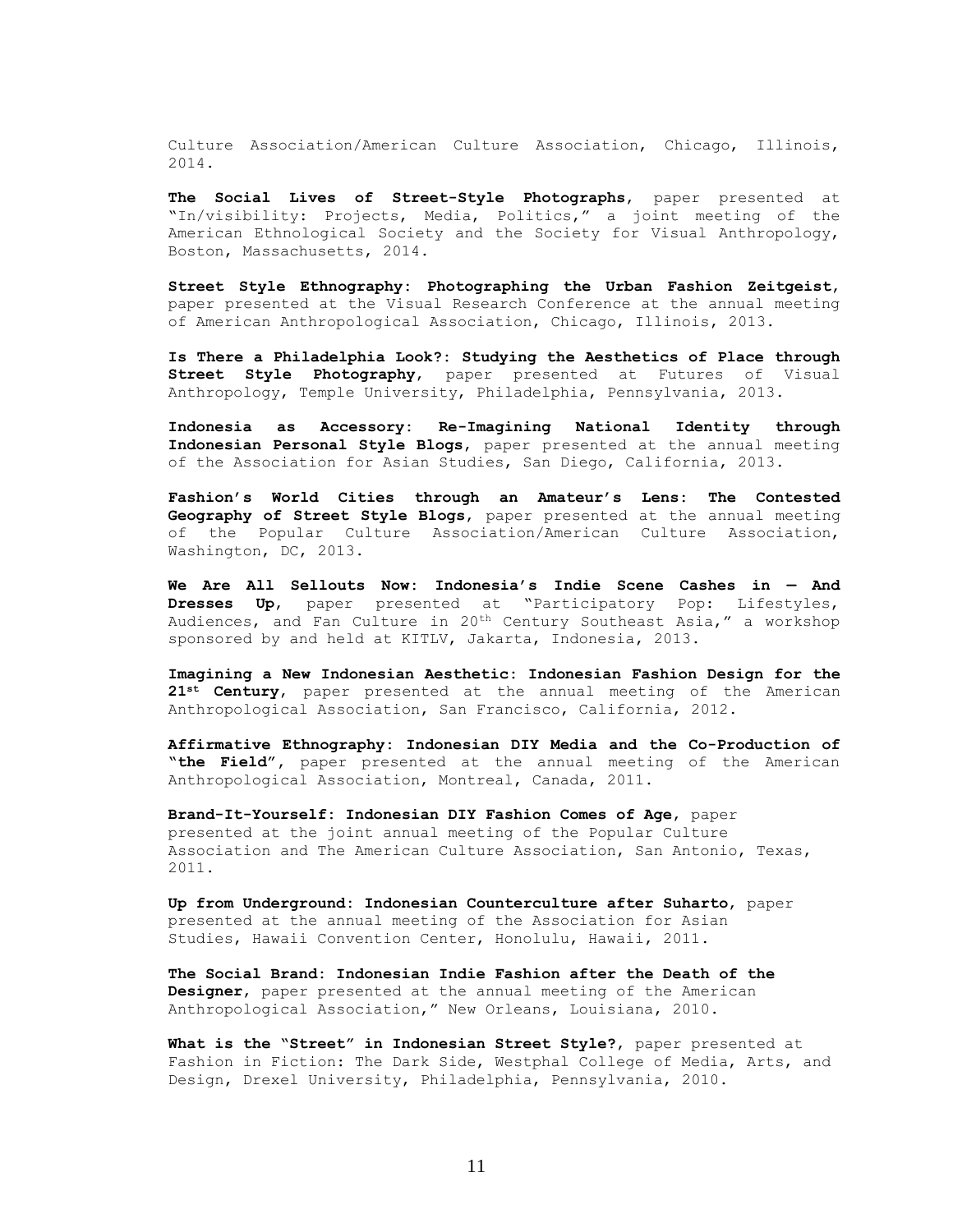Culture Association/American Culture Association, Chicago, Illinois, 2014.

**The Social Lives of Street-Style Photographs**, paper presented at "In/visibility: Projects, Media, Politics," a joint meeting of the American Ethnological Society and the Society for Visual Anthropology, Boston, Massachusetts, 2014.

**Street Style Ethnography: Photographing the Urban Fashion Zeitgeist**, paper presented at the Visual Research Conference at the annual meeting of American Anthropological Association, Chicago, Illinois, 2013.

**Is There a Philadelphia Look?: Studying the Aesthetics of Place through Street Style Photography**, paper presented at Futures of Visual Anthropology, Temple University, Philadelphia, Pennsylvania, 2013.

**Indonesia as Accessory: Re-Imagining National Identity through Indonesian Personal Style Blogs**, paper presented at the annual meeting of the Association for Asian Studies, San Diego, California, 2013.

**Fashion's World Cities through an Amateur's Lens: The Contested Geography of Street Style Blogs**, paper presented at the annual meeting of the Popular Culture Association/American Culture Association, Washington, DC, 2013.

**We Are All Sellouts Now: Indonesia's Indie Scene Cashes in — And Dresses Up**, paper presented at "Participatory Pop: Lifestyles, Audiences, and Fan Culture in 20th Century Southeast Asia," a workshop sponsored by and held at KITLV, Jakarta, Indonesia, 2013.

**Imagining a New Indonesian Aesthetic: Indonesian Fashion Design for the 21st Century**, paper presented at the annual meeting of the American Anthropological Association, San Francisco, California, 2012.

**Affirmative Ethnography: Indonesian DIY Media and the Co-Production of "the Field"**, paper presented at the annual meeting of the American Anthropological Association, Montreal, Canada, 2011.

**Brand-It-Yourself: Indonesian DIY Fashion Comes of Age**, paper presented at the joint annual meeting of the Popular Culture Association and The American Culture Association, San Antonio, Texas, 2011.

**Up from Underground: Indonesian Counterculture after Suharto**, paper presented at the annual meeting of the Association for Asian Studies, Hawaii Convention Center, Honolulu, Hawaii, 2011.

**The Social Brand: Indonesian Indie Fashion after the Death of the Designer**, paper presented at the annual meeting of the American Anthropological Association," New Orleans, Louisiana, 2010.

**What is the "Street" in Indonesian Street Style?**, paper presented at Fashion in Fiction: The Dark Side, Westphal College of Media, Arts, and Design, Drexel University, Philadelphia, Pennsylvania, 2010.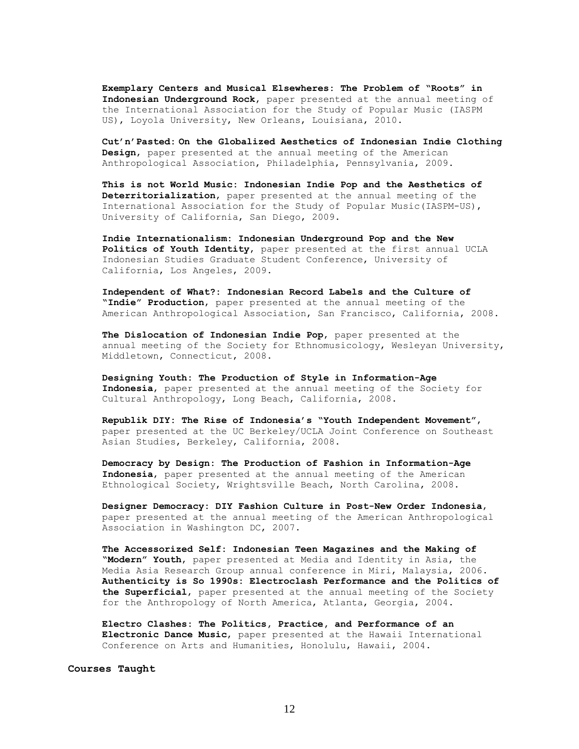**Exemplary Centers and Musical Elsewheres: The Problem of "Roots" in Indonesian Underground Rock**, paper presented at the annual meeting of the International Association for the Study of Popular Music (IASPM US), Loyola University, New Orleans, Louisiana, 2010.

**Cut'n'Pasted: On the Globalized Aesthetics of Indonesian Indie Clothing Design**, paper presented at the annual meeting of the American Anthropological Association, Philadelphia, Pennsylvania, 2009.

**This is not World Music: Indonesian Indie Pop and the Aesthetics of Deterritorialization**, paper presented at the annual meeting of the International Association for the Study of Popular Music(IASPM-US), University of California, San Diego, 2009.

**Indie Internationalism: Indonesian Underground Pop and the New Politics of Youth Identity**, paper presented at the first annual UCLA Indonesian Studies Graduate Student Conference, University of California, Los Angeles, 2009.

**Independent of What?: Indonesian Record Labels and the Culture of "Indie" Production**, paper presented at the annual meeting of the American Anthropological Association, San Francisco, California, 2008.

**The Dislocation of Indonesian Indie Pop**, paper presented at the annual meeting of the Society for Ethnomusicology, Wesleyan University, Middletown, Connecticut, 2008.

**Designing Youth: The Production of Style in Information-Age Indonesia**, paper presented at the annual meeting of the Society for Cultural Anthropology, Long Beach, California, 2008.

**Republik DIY: The Rise of Indonesia's "Youth Independent Movement"**, paper presented at the UC Berkeley/UCLA Joint Conference on Southeast Asian Studies, Berkeley, California, 2008.

**Democracy by Design: The Production of Fashion in Information-Age Indonesia**, paper presented at the annual meeting of the American Ethnological Society, Wrightsville Beach, North Carolina, 2008.

**Designer Democracy: DIY Fashion Culture in Post-New Order Indonesia**, paper presented at the annual meeting of the American Anthropological Association in Washington DC, 2007.

**The Accessorized Self: Indonesian Teen Magazines and the Making of "Modern" Youth**, paper presented at Media and Identity in Asia, the Media Asia Research Group annual conference in Miri, Malaysia, 2006.

**Authenticity is So 1990s: Electroclash Performance and the Politics of the Superficial**, paper presented at the annual meeting of the Society for the Anthropology of North America, Atlanta, Georgia, 2004.

**Electro Clashes: The Politics, Practice, and Performance of an Electronic Dance Music**, paper presented at the Hawaii International Conference on Arts and Humanities, Honolulu, Hawaii, 2004.

**Courses Taught**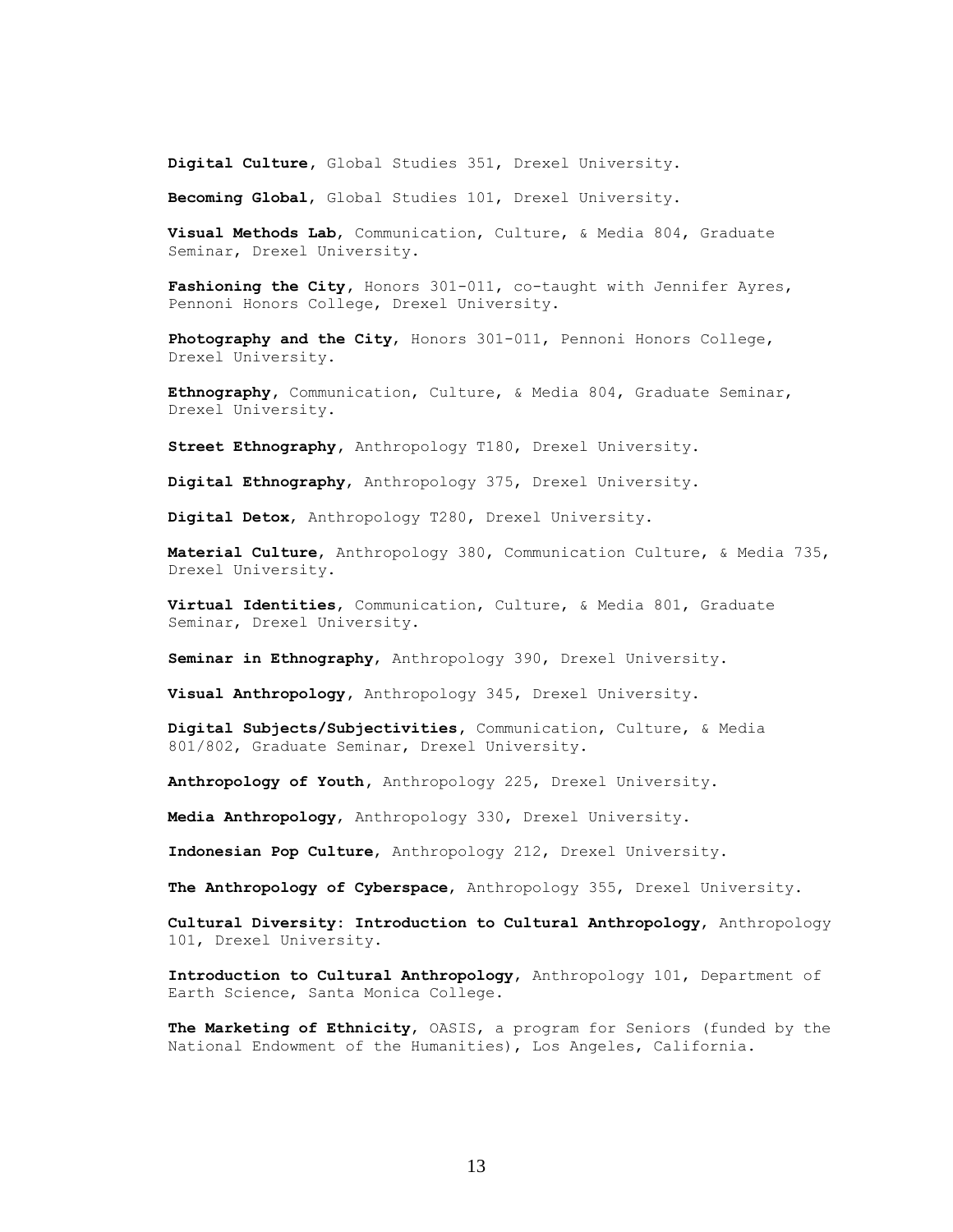**Digital Culture**, Global Studies 351, Drexel University.

**Becoming Global**, Global Studies 101, Drexel University.

**Visual Methods Lab**, Communication, Culture, & Media 804, Graduate Seminar, Drexel University.

**Fashioning the City**, Honors 301-011, co-taught with Jennifer Ayres, Pennoni Honors College, Drexel University.

**Photography and the City**, Honors 301-011, Pennoni Honors College, Drexel University.

**Ethnography**, Communication, Culture, & Media 804, Graduate Seminar, Drexel University.

**Street Ethnography**, Anthropology T180, Drexel University.

**Digital Ethnography**, Anthropology 375, Drexel University.

**Digital Detox**, Anthropology T280, Drexel University.

**Material Culture**, Anthropology 380, Communication Culture, & Media 735, Drexel University.

**Virtual Identities**, Communication, Culture, & Media 801, Graduate Seminar, Drexel University.

**Seminar in Ethnography**, Anthropology 390, Drexel University.

**Visual Anthropology**, Anthropology 345, Drexel University.

**Digital Subjects/Subjectivities**, Communication, Culture, & Media 801/802, Graduate Seminar, Drexel University.

**Anthropology of Youth**, Anthropology 225, Drexel University.

**Media Anthropology**, Anthropology 330, Drexel University.

**Indonesian Pop Culture**, Anthropology 212, Drexel University.

**The Anthropology of Cyberspace**, Anthropology 355, Drexel University.

**Cultural Diversity: Introduction to Cultural Anthropology**, Anthropology 101, Drexel University.

**Introduction to Cultural Anthropology**, Anthropology 101, Department of Earth Science, Santa Monica College.

**The Marketing of Ethnicity**, OASIS, a program for Seniors (funded by the National Endowment of the Humanities), Los Angeles, California.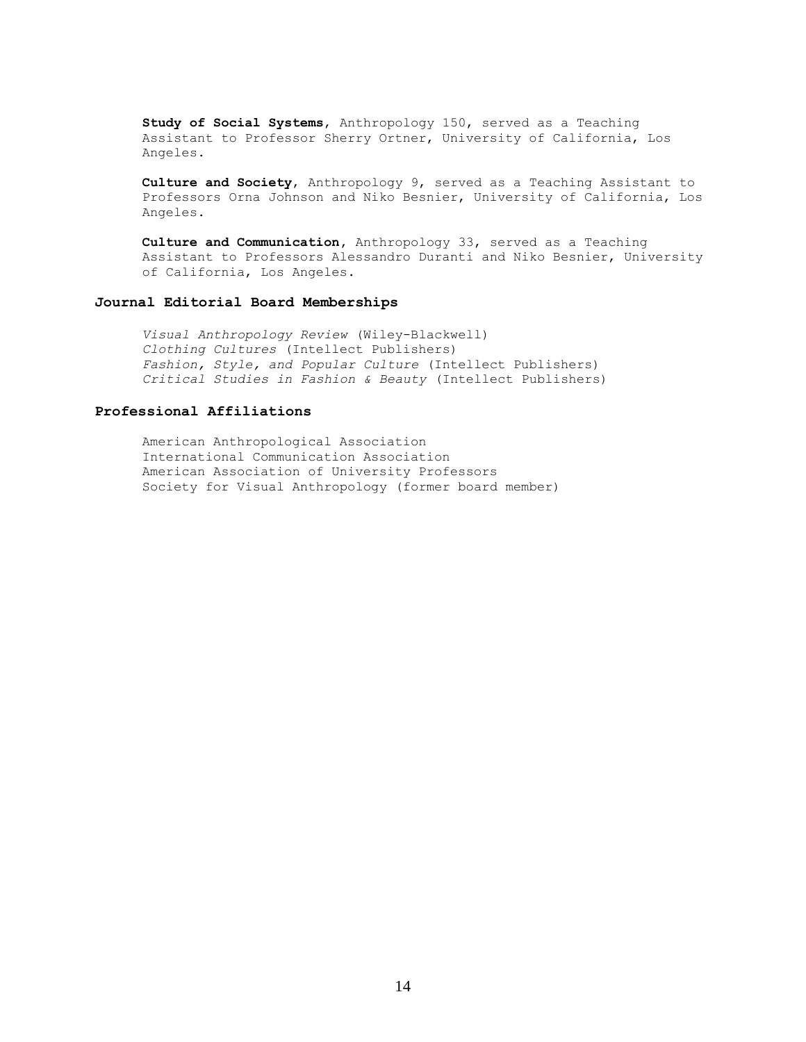**Study of Social Systems**, Anthropology 150, served as a Teaching Assistant to Professor Sherry Ortner, University of California, Los Angeles.

**Culture and Society**, Anthropology 9, served as a Teaching Assistant to Professors Orna Johnson and Niko Besnier, University of California, Los Angeles.

**Culture and Communication**, Anthropology 33, served as a Teaching Assistant to Professors Alessandro Duranti and Niko Besnier, University of California, Los Angeles.

## Journal Editorial Board Memberships

*Visual Anthropology Review* (Wiley-Blackwell)
*Clothing Cultures* (Intellect Publishers)
*Fashion, Style, and Popular Culture* (Intellect Publishers)
*Critical Studies in Fashion & Beauty* (Intellect Publishers)

## Professional Affiliations

American Anthropological Association
International Communication Association
American Association of University Professors
Society for Visual Anthropology (former board member)